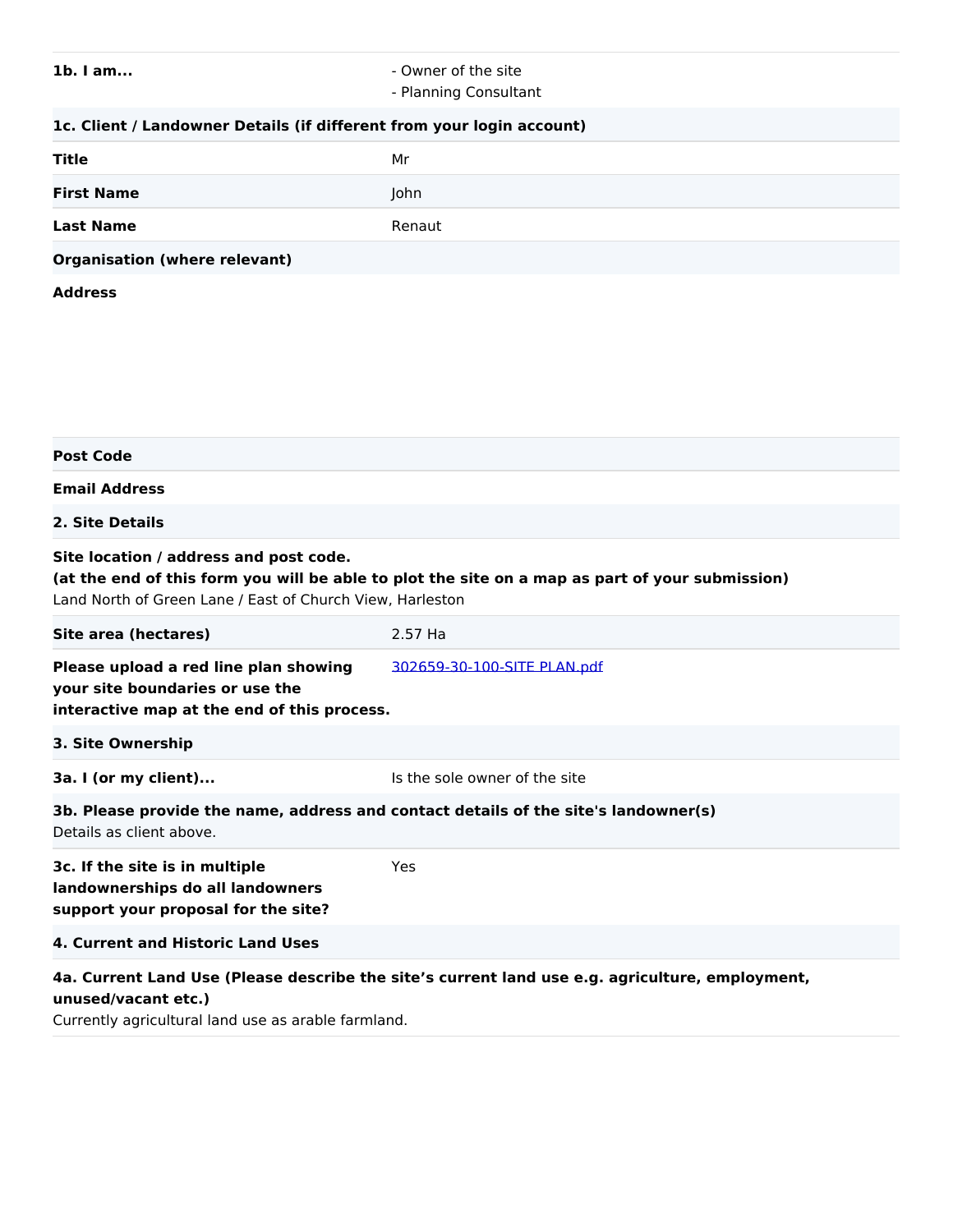| | |
|---|---|
| **1b. I am...** | - Owner of the site<br>- Planning Consultant |

**1c. Client / Landowner Details (if different from your login account)**

| | |
|---|---|
| **Title** | Mr |
| **First Name** | John |
| **Last Name** | Renaut |
| **Organisation (where relevant)** | |
| **Address** | |
| **Post Code** | |
| **Email Address** | |

**2. Site Details**

**Site location / address and post code.**
**(at the end of this form you will be able to plot the site on a map as part of your submission)**
Land North of Green Lane / East of Church View, Harleston

| | |
|---|---|
| **Site area (hectares)** | 2.57 Ha |
| **Please upload a red line plan showing your site boundaries or use the interactive map at the end of this process.** | 302659-30-100-SITE PLAN.pdf |

**3. Site Ownership**

| | |
|---|---|
| **3a. I (or my client)...** | Is the sole owner of the site |

**3b. Please provide the name, address and contact details of the site's landowner(s)**
Details as client above.

| | |
|---|---|
| **3c. If the site is in multiple landownerships do all landowners support your proposal for the site?** | Yes |

**4. Current and Historic Land Uses**

**4a. Current Land Use (Please describe the site's current land use e.g. agriculture, employment, unused/vacant etc.)**
Currently agricultural land use as arable farmland.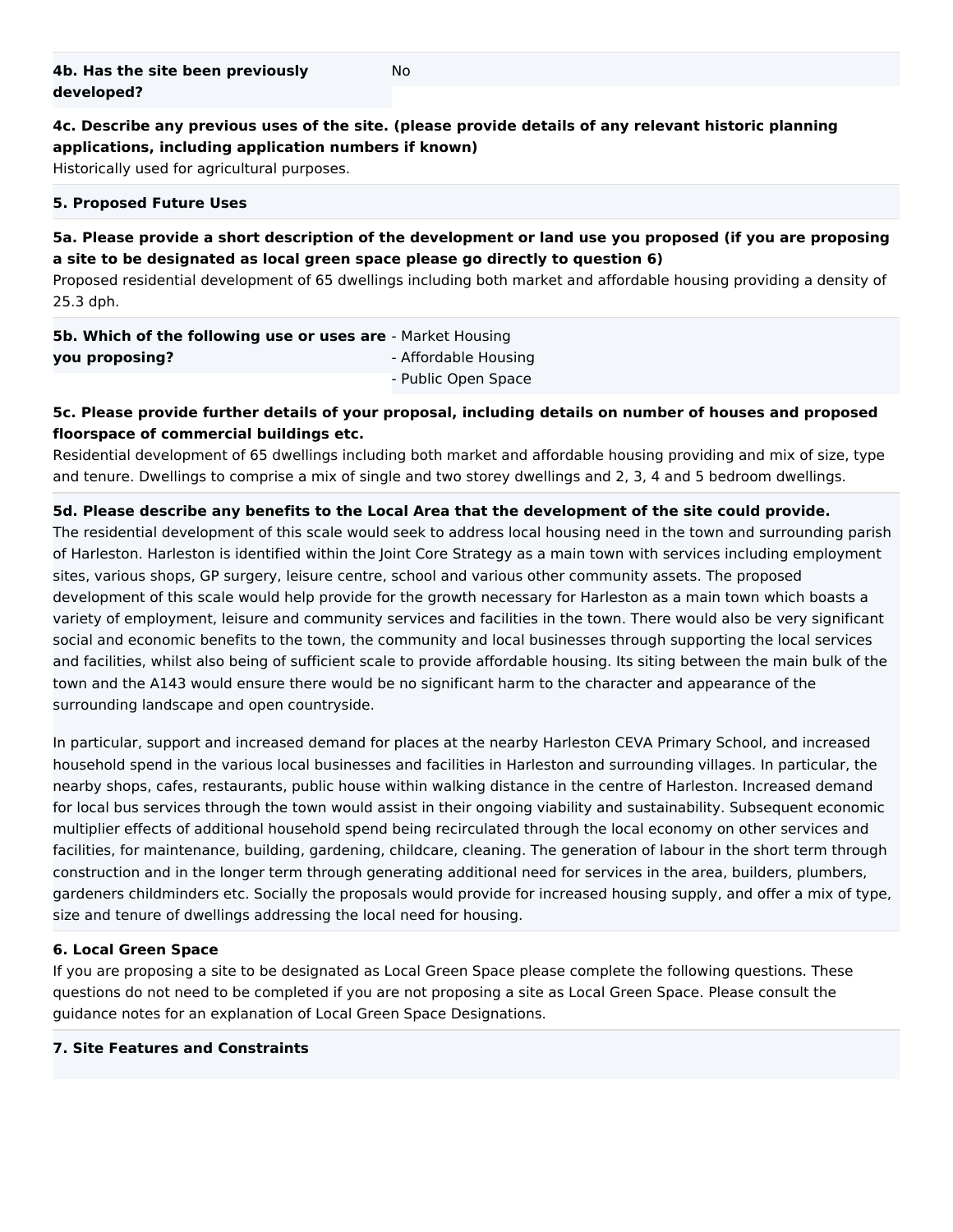| | |
|---|---|
| **4b. Has the site been previously developed?** | No |

**4c. Describe any previous uses of the site. (please provide details of any relevant historic planning applications, including application numbers if known)**

Historically used for agricultural purposes.

## 5. Proposed Future Uses

**5a. Please provide a short description of the development or land use you proposed (if you are proposing a site to be designated as local green space please go directly to question 6)**

Proposed residential development of 65 dwellings including both market and affordable housing providing a density of 25.3 dph.

| | |
|---|---|
| **5b. Which of the following use or uses are you proposing?** | - Market Housing<br>- Affordable Housing<br>- Public Open Space |

**5c. Please provide further details of your proposal, including details on number of houses and proposed floorspace of commercial buildings etc.**

Residential development of 65 dwellings including both market and affordable housing providing and mix of size, type and tenure. Dwellings to comprise a mix of single and two storey dwellings and 2, 3, 4 and 5 bedroom dwellings.

**5d. Please describe any benefits to the Local Area that the development of the site could provide.**

The residential development of this scale would seek to address local housing need in the town and surrounding parish of Harleston. Harleston is identified within the Joint Core Strategy as a main town with services including employment sites, various shops, GP surgery, leisure centre, school and various other community assets. The proposed development of this scale would help provide for the growth necessary for Harleston as a main town which boasts a variety of employment, leisure and community services and facilities in the town. There would also be very significant social and economic benefits to the town, the community and local businesses through supporting the local services and facilities, whilst also being of sufficient scale to provide affordable housing. Its siting between the main bulk of the town and the A143 would ensure there would be no significant harm to the character and appearance of the surrounding landscape and open countryside.

In particular, support and increased demand for places at the nearby Harleston CEVA Primary School, and increased household spend in the various local businesses and facilities in Harleston and surrounding villages. In particular, the nearby shops, cafes, restaurants, public house within walking distance in the centre of Harleston. Increased demand for local bus services through the town would assist in their ongoing viability and sustainability. Subsequent economic multiplier effects of additional household spend being recirculated through the local economy on other services and facilities, for maintenance, building, gardening, childcare, cleaning. The generation of labour in the short term through construction and in the longer term through generating additional need for services in the area, builders, plumbers, gardeners childminders etc. Socially the proposals would provide for increased housing supply, and offer a mix of type, size and tenure of dwellings addressing the local need for housing.

## 6. Local Green Space

If you are proposing a site to be designated as Local Green Space please complete the following questions. These questions do not need to be completed if you are not proposing a site as Local Green Space. Please consult the guidance notes for an explanation of Local Green Space Designations.

## 7. Site Features and Constraints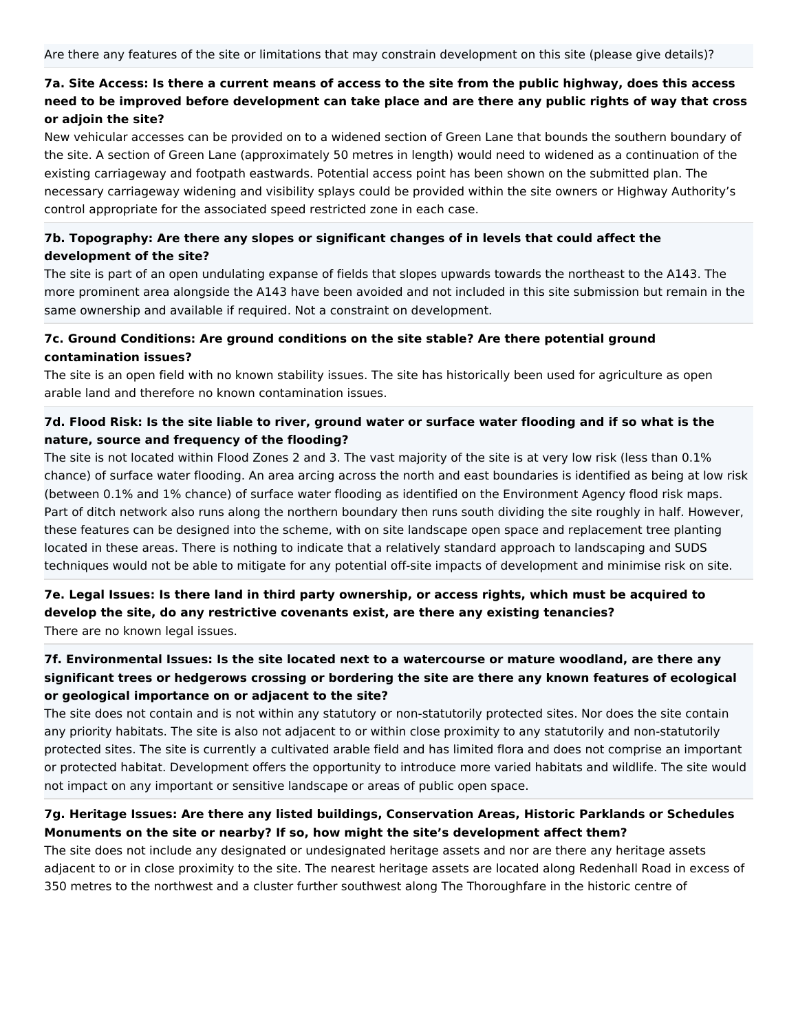Are there any features of the site or limitations that may constrain development on this site (please give details)?

**7a. Site Access: Is there a current means of access to the site from the public highway, does this access need to be improved before development can take place and are there any public rights of way that cross or adjoin the site?**

New vehicular accesses can be provided on to a widened section of Green Lane that bounds the southern boundary of the site. A section of Green Lane (approximately 50 metres in length) would need to widened as a continuation of the existing carriageway and footpath eastwards. Potential access point has been shown on the submitted plan. The necessary carriageway widening and visibility splays could be provided within the site owners or Highway Authority's control appropriate for the associated speed restricted zone in each case.

**7b. Topography: Are there any slopes or significant changes of in levels that could affect the development of the site?**

The site is part of an open undulating expanse of fields that slopes upwards towards the northeast to the A143. The more prominent area alongside the A143 have been avoided and not included in this site submission but remain in the same ownership and available if required. Not a constraint on development.

**7c. Ground Conditions: Are ground conditions on the site stable? Are there potential ground contamination issues?**

The site is an open field with no known stability issues. The site has historically been used for agriculture as open arable land and therefore no known contamination issues.

**7d. Flood Risk: Is the site liable to river, ground water or surface water flooding and if so what is the nature, source and frequency of the flooding?**

The site is not located within Flood Zones 2 and 3. The vast majority of the site is at very low risk (less than 0.1% chance) of surface water flooding. An area arcing across the north and east boundaries is identified as being at low risk (between 0.1% and 1% chance) of surface water flooding as identified on the Environment Agency flood risk maps. Part of ditch network also runs along the northern boundary then runs south dividing the site roughly in half. However, these features can be designed into the scheme, with on site landscape open space and replacement tree planting located in these areas. There is nothing to indicate that a relatively standard approach to landscaping and SUDS techniques would not be able to mitigate for any potential off-site impacts of development and minimise risk on site.

**7e. Legal Issues: Is there land in third party ownership, or access rights, which must be acquired to develop the site, do any restrictive covenants exist, are there any existing tenancies?**

There are no known legal issues.

**7f. Environmental Issues: Is the site located next to a watercourse or mature woodland, are there any significant trees or hedgerows crossing or bordering the site are there any known features of ecological or geological importance on or adjacent to the site?**

The site does not contain and is not within any statutory or non-statutorily protected sites. Nor does the site contain any priority habitats. The site is also not adjacent to or within close proximity to any statutorily and non-statutorily protected sites. The site is currently a cultivated arable field and has limited flora and does not comprise an important or protected habitat. Development offers the opportunity to introduce more varied habitats and wildlife. The site would not impact on any important or sensitive landscape or areas of public open space.

**7g. Heritage Issues: Are there any listed buildings, Conservation Areas, Historic Parklands or Schedules Monuments on the site or nearby? If so, how might the site's development affect them?**

The site does not include any designated or undesignated heritage assets and nor are there any heritage assets adjacent to or in close proximity to the site. The nearest heritage assets are located along Redenhall Road in excess of 350 metres to the northwest and a cluster further southwest along The Thoroughfare in the historic centre of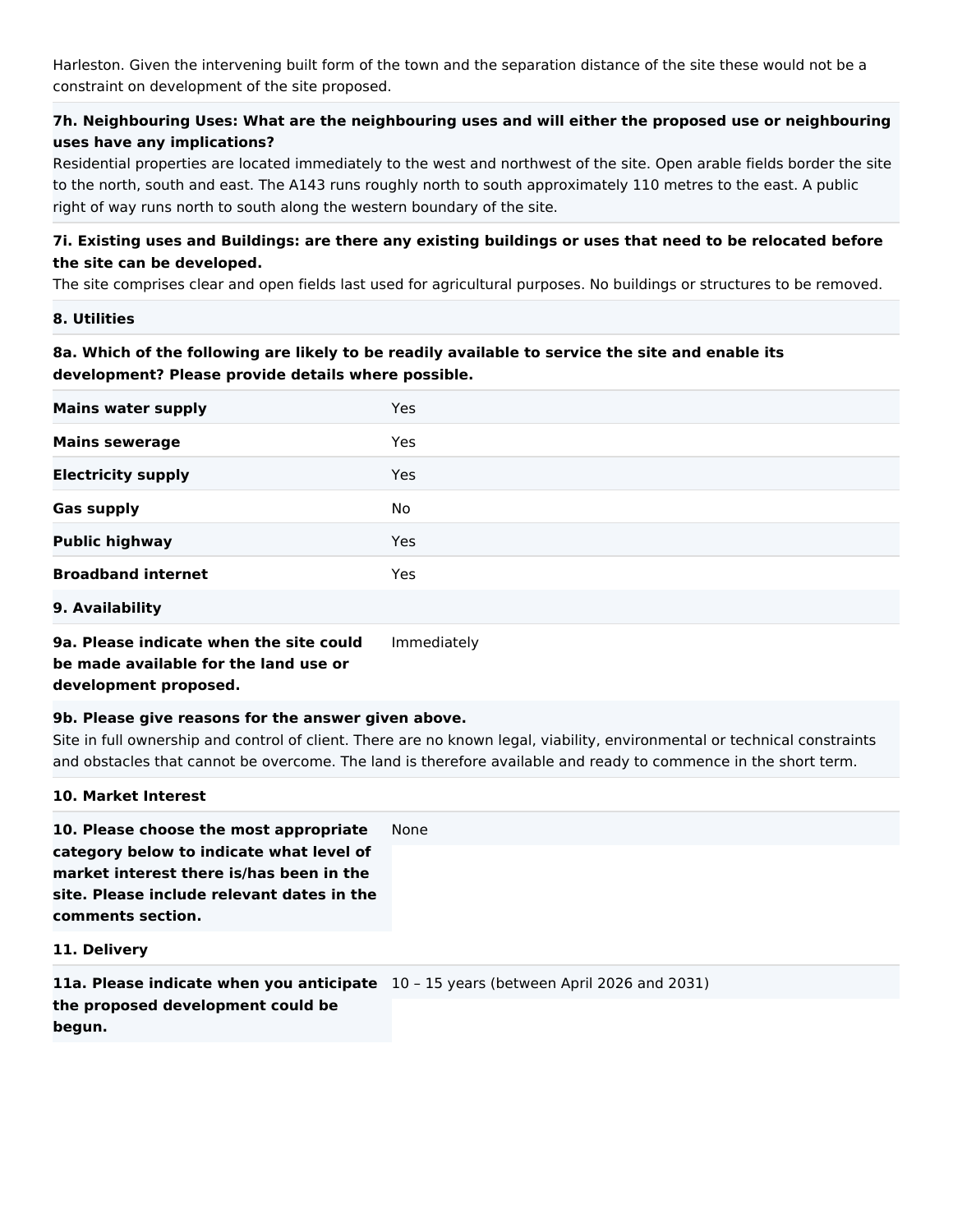Harleston. Given the intervening built form of the town and the separation distance of the site these would not be a constraint on development of the site proposed.

**7h. Neighbouring Uses: What are the neighbouring uses and will either the proposed use or neighbouring uses have any implications?**
Residential properties are located immediately to the west and northwest of the site. Open arable fields border the site to the north, south and east. The A143 runs roughly north to south approximately 110 metres to the east. A public right of way runs north to south along the western boundary of the site.

**7i. Existing uses and Buildings: are there any existing buildings or uses that need to be relocated before the site can be developed.**
The site comprises clear and open fields last used for agricultural purposes. No buildings or structures to be removed.

**8. Utilities**

**8a. Which of the following are likely to be readily available to service the site and enable its development? Please provide details where possible.**

| | |
|---|---|
| **Mains water supply** | Yes |
| **Mains sewerage** | Yes |
| **Electricity supply** | Yes |
| **Gas supply** | No |
| **Public highway** | Yes |
| **Broadband internet** | Yes |

**9. Availability**

| | |
|---|---|
| **9a. Please indicate when the site could be made available for the land use or development proposed.** | Immediately |

**9b. Please give reasons for the answer given above.**
Site in full ownership and control of client. There are no known legal, viability, environmental or technical constraints and obstacles that cannot be overcome. The land is therefore available and ready to commence in the short term.

**10. Market Interest**

| | |
|---|---|
| **10. Please choose the most appropriate category below to indicate what level of market interest there is/has been in the site. Please include relevant dates in the comments section.** | None |

**11. Delivery**

| | |
|---|---|
| **11a. Please indicate when you anticipate the proposed development could be begun.** | 10 – 15 years (between April 2026 and 2031) |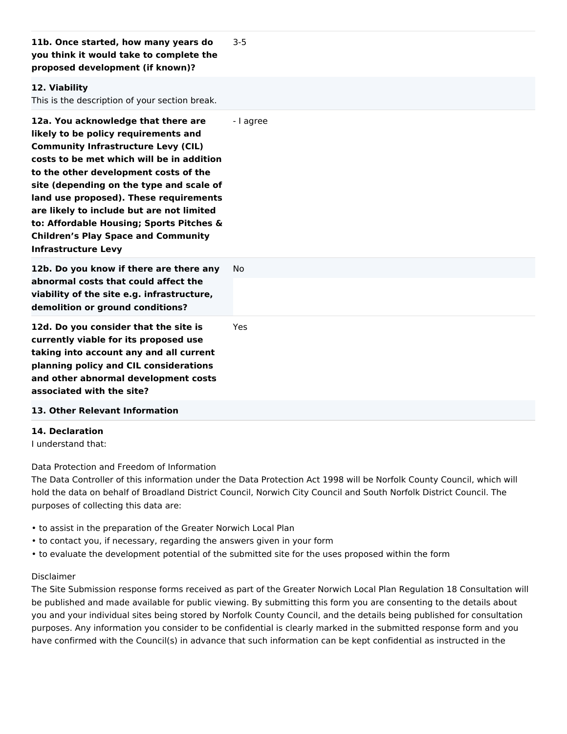| | |
|---|---|
| **11b. Once started, how many years do you think it would take to complete the proposed development (if known)?** | 3-5 |
| **12. Viability**<br>This is the description of your section break. | |
| **12a. You acknowledge that there are likely to be policy requirements and Community Infrastructure Levy (CIL) costs to be met which will be in addition to the other development costs of the site (depending on the type and scale of land use proposed). These requirements are likely to include but are not limited to: Affordable Housing; Sports Pitches & Children's Play Space and Community Infrastructure Levy** | - I agree |
| **12b. Do you know if there are there any abnormal costs that could affect the viability of the site e.g. infrastructure, demolition or ground conditions?** | No |
| **12d. Do you consider that the site is currently viable for its proposed use taking into account any and all current planning policy and CIL considerations and other abnormal development costs associated with the site?** | Yes |
| **13. Other Relevant Information** | |

**14. Declaration**

I understand that:

Data Protection and Freedom of Information

The Data Controller of this information under the Data Protection Act 1998 will be Norfolk County Council, which will hold the data on behalf of Broadland District Council, Norwich City Council and South Norfolk District Council. The purposes of collecting this data are:

- to assist in the preparation of the Greater Norwich Local Plan
- to contact you, if necessary, regarding the answers given in your form
- to evaluate the development potential of the submitted site for the uses proposed within the form

Disclaimer

The Site Submission response forms received as part of the Greater Norwich Local Plan Regulation 18 Consultation will be published and made available for public viewing. By submitting this form you are consenting to the details about you and your individual sites being stored by Norfolk County Council, and the details being published for consultation purposes. Any information you consider to be confidential is clearly marked in the submitted response form and you have confirmed with the Council(s) in advance that such information can be kept confidential as instructed in the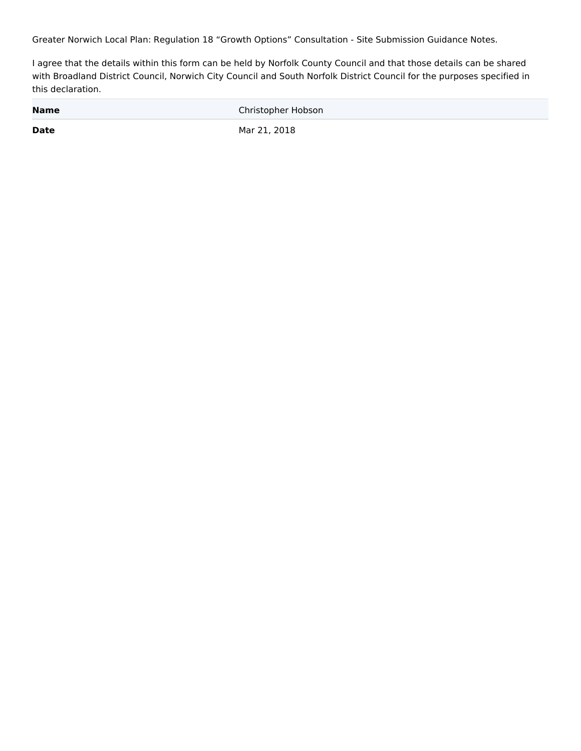Greater Norwich Local Plan: Regulation 18 “Growth Options” Consultation - Site Submission Guidance Notes.

I agree that the details within this form can be held by Norfolk County Council and that those details can be shared with Broadland District Council, Norwich City Council and South Norfolk District Council for the purposes specified in this declaration.

| | |
|---|---|
| **Name** | Christopher Hobson |
| **Date** | Mar 21, 2018 |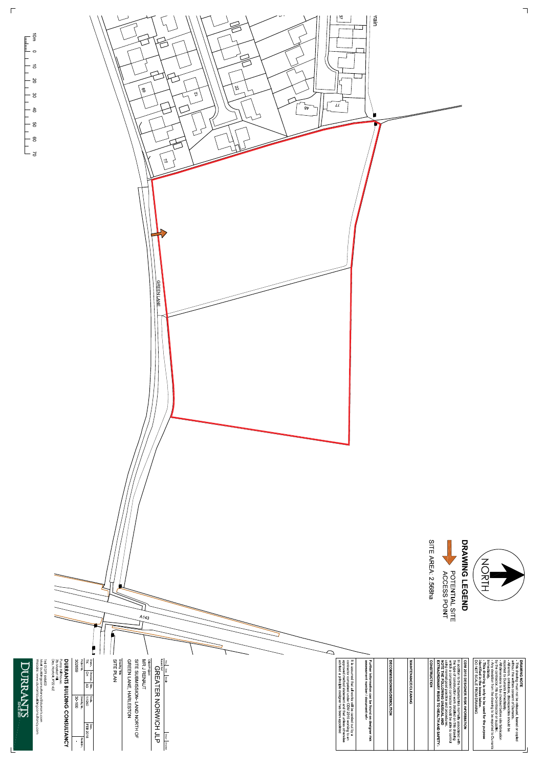DRAWING LEGEND

POTENTIAL SITE ACCESS POINT

SITE AREA: 2.568ha

NORTH

GREEN LANE

A143

**DRAWING NOTE**

- This drawing must not be released, loaned or copied without the written consent of Durrants.
- All errors, omissions, discrepancies should be reported to Durrants immediately.
- All dimensions to be checked before site fabrication by the contractor, his sub-contractor or supplier.
- Any deviation from the drawing to be reported to Durrants immediately.
- **This drawing is only to be used for the purpose indicated in the issue box below.**

DO NOT SCALE FROM DRAWING

**CDM 2015 DESIGNER RISK INFORMATION**

In addition to the hazards/risks normally associated with the type of construction work detailed on this drawing which a competent contractor should be able to control using normal good practice and procedures.

**NOTE THE FOLLOWING UNUSUAL AND EXTRAORDINARY RISKS TO HEALTH AND SAFETY:-**

**CONSTRUCTION**

**MAINTENANCE/CLEANING**

**DECOMMISSIONING/DEMOLITION**

**Further information can be found on designer risk assessment number / document ref:-**

It is assumed that all works will be carried out by a contractor competent under CDM 2015 working to an approved method statement and that unless otherwise advised a principle designer has been appointed.

| Rev | Date | Details | Drawn | Checked |
|---|---|---|---|---|

Issued for:

GREATER NORWICH JLP

Client/Project:

MR J RENAUT

SITE SUBMISSION- LAND NORTH OF GREEN LANE, HARLESTON

Drawing Title:

SITE PLAN

| Drawn: | Checked: | Size: | Scale: | Date: |
|---|---|---|---|---|
| TK | CH | A3 | 1:1250 | FEB 2018 |

| Project No: | Drawing No: | Revision: |
|---|---|---|
| 302859 | 30-100 | - |

**DURRANTS BUILDING CONSULTANCY**

Pump Hill House,
Diss,
Norfolk IP22 4JT

Tel: 01379 646603
Email: buildingconsultancy@durrants.com
Website: www.durrantsbuildingconsultancy.com

DURRANTS SINCE 1853